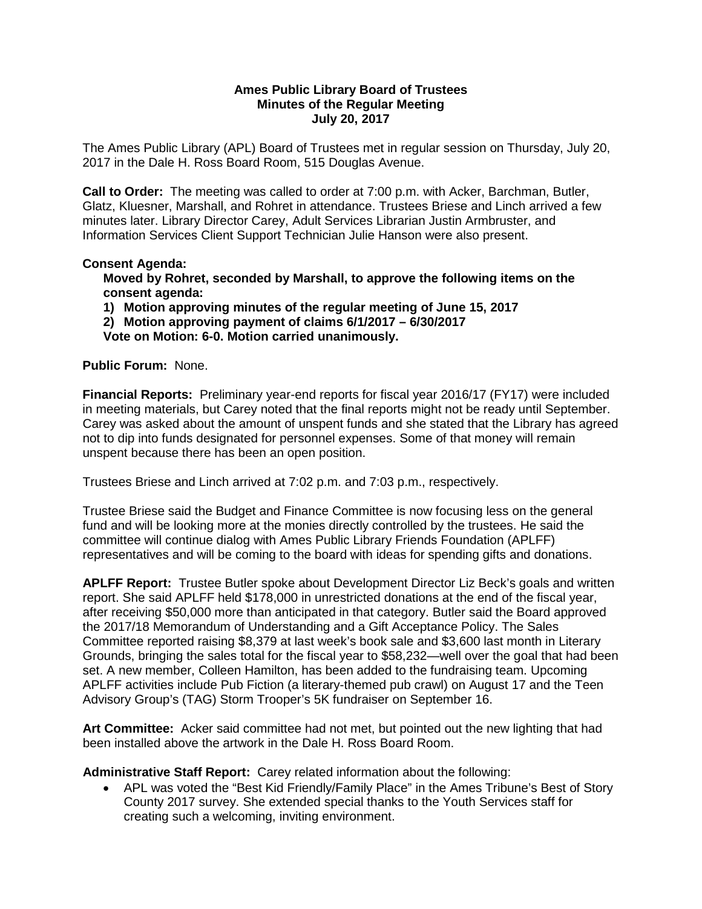**Ames Public Library Board of Trustees**
**Minutes of the Regular Meeting**
**July 20, 2017**

The Ames Public Library (APL) Board of Trustees met in regular session on Thursday, July 20, 2017 in the Dale H. Ross Board Room, 515 Douglas Avenue.

**Call to Order:** The meeting was called to order at 7:00 p.m. with Acker, Barchman, Butler, Glatz, Kluesner, Marshall, and Rohret in attendance. Trustees Briese and Linch arrived a few minutes later. Library Director Carey, Adult Services Librarian Justin Armbruster, and Information Services Client Support Technician Julie Hanson were also present.

**Consent Agenda:**

**Moved by Rohret, seconded by Marshall, to approve the following items on the consent agenda:**

1) **Motion approving minutes of the regular meeting of June 15, 2017**
2) **Motion approving payment of claims 6/1/2017 – 6/30/2017**

**Vote on Motion: 6-0. Motion carried unanimously.**

**Public Forum:** None.

**Financial Reports:** Preliminary year-end reports for fiscal year 2016/17 (FY17) were included in meeting materials, but Carey noted that the final reports might not be ready until September. Carey was asked about the amount of unspent funds and she stated that the Library has agreed not to dip into funds designated for personnel expenses. Some of that money will remain unspent because there has been an open position.

Trustees Briese and Linch arrived at 7:02 p.m. and 7:03 p.m., respectively.

Trustee Briese said the Budget and Finance Committee is now focusing less on the general fund and will be looking more at the monies directly controlled by the trustees. He said the committee will continue dialog with Ames Public Library Friends Foundation (APLFF) representatives and will be coming to the board with ideas for spending gifts and donations.

**APLFF Report:** Trustee Butler spoke about Development Director Liz Beck's goals and written report. She said APLFF held $178,000 in unrestricted donations at the end of the fiscal year, after receiving $50,000 more than anticipated in that category. Butler said the Board approved the 2017/18 Memorandum of Understanding and a Gift Acceptance Policy. The Sales Committee reported raising $8,379 at last week's book sale and $3,600 last month in Literary Grounds, bringing the sales total for the fiscal year to $58,232—well over the goal that had been set. A new member, Colleen Hamilton, has been added to the fundraising team. Upcoming APLFF activities include Pub Fiction (a literary-themed pub crawl) on August 17 and the Teen Advisory Group's (TAG) Storm Trooper's 5K fundraiser on September 16.

**Art Committee:** Acker said committee had not met, but pointed out the new lighting that had been installed above the artwork in the Dale H. Ross Board Room.

**Administrative Staff Report:** Carey related information about the following:

- APL was voted the "Best Kid Friendly/Family Place" in the Ames Tribune's Best of Story County 2017 survey. She extended special thanks to the Youth Services staff for creating such a welcoming, inviting environment.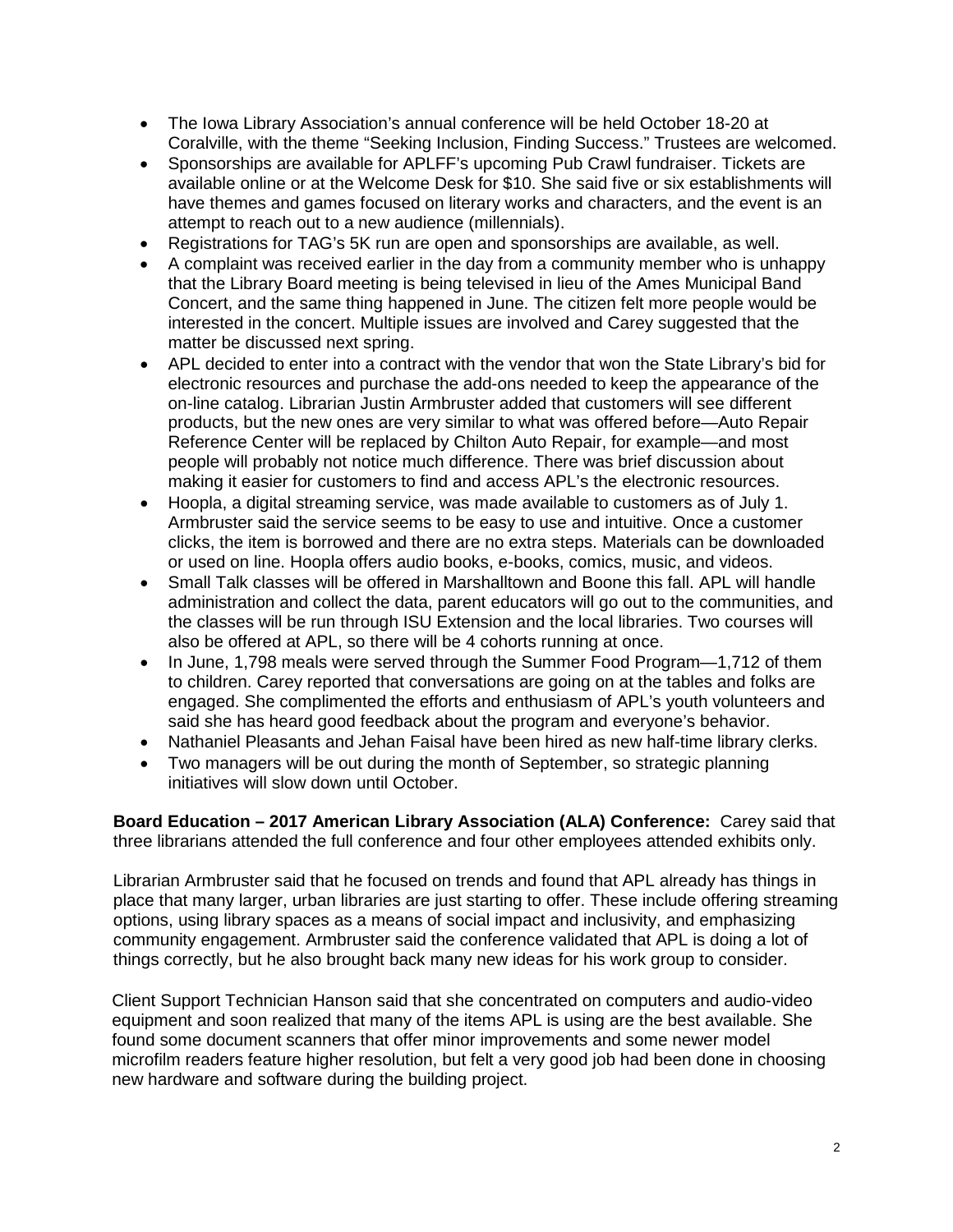- The Iowa Library Association's annual conference will be held October 18-20 at Coralville, with the theme "Seeking Inclusion, Finding Success." Trustees are welcomed.
- Sponsorships are available for APLFF's upcoming Pub Crawl fundraiser. Tickets are available online or at the Welcome Desk for $10. She said five or six establishments will have themes and games focused on literary works and characters, and the event is an attempt to reach out to a new audience (millennials).
- Registrations for TAG's 5K run are open and sponsorships are available, as well.
- A complaint was received earlier in the day from a community member who is unhappy that the Library Board meeting is being televised in lieu of the Ames Municipal Band Concert, and the same thing happened in June. The citizen felt more people would be interested in the concert. Multiple issues are involved and Carey suggested that the matter be discussed next spring.
- APL decided to enter into a contract with the vendor that won the State Library's bid for electronic resources and purchase the add-ons needed to keep the appearance of the on-line catalog. Librarian Justin Armbruster added that customers will see different products, but the new ones are very similar to what was offered before—Auto Repair Reference Center will be replaced by Chilton Auto Repair, for example—and most people will probably not notice much difference. There was brief discussion about making it easier for customers to find and access APL's the electronic resources.
- Hoopla, a digital streaming service, was made available to customers as of July 1. Armbruster said the service seems to be easy to use and intuitive. Once a customer clicks, the item is borrowed and there are no extra steps. Materials can be downloaded or used on line. Hoopla offers audio books, e-books, comics, music, and videos.
- Small Talk classes will be offered in Marshalltown and Boone this fall. APL will handle administration and collect the data, parent educators will go out to the communities, and the classes will be run through ISU Extension and the local libraries. Two courses will also be offered at APL, so there will be 4 cohorts running at once.
- In June, 1,798 meals were served through the Summer Food Program—1,712 of them to children. Carey reported that conversations are going on at the tables and folks are engaged. She complimented the efforts and enthusiasm of APL's youth volunteers and said she has heard good feedback about the program and everyone's behavior.
- Nathaniel Pleasants and Jehan Faisal have been hired as new half-time library clerks.
- Two managers will be out during the month of September, so strategic planning initiatives will slow down until October.

**Board Education – 2017 American Library Association (ALA) Conference:** Carey said that three librarians attended the full conference and four other employees attended exhibits only.

Librarian Armbruster said that he focused on trends and found that APL already has things in place that many larger, urban libraries are just starting to offer. These include offering streaming options, using library spaces as a means of social impact and inclusivity, and emphasizing community engagement. Armbruster said the conference validated that APL is doing a lot of things correctly, but he also brought back many new ideas for his work group to consider.

Client Support Technician Hanson said that she concentrated on computers and audio-video equipment and soon realized that many of the items APL is using are the best available. She found some document scanners that offer minor improvements and some newer model microfilm readers feature higher resolution, but felt a very good job had been done in choosing new hardware and software during the building project.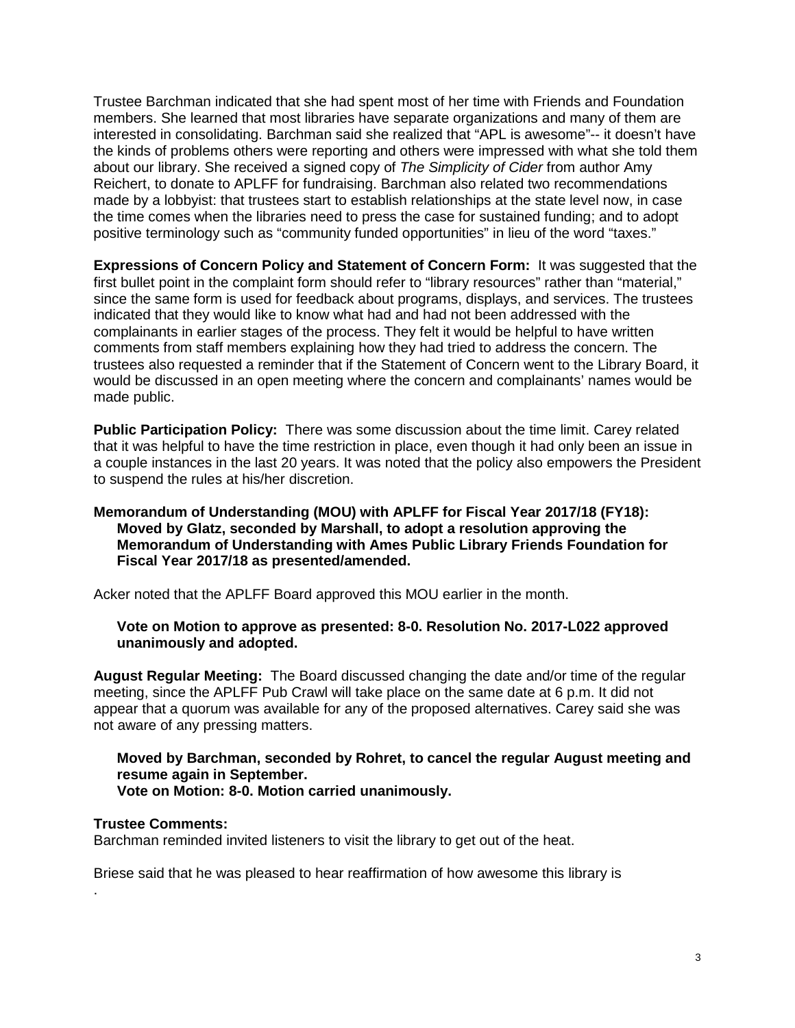Trustee Barchman indicated that she had spent most of her time with Friends and Foundation members. She learned that most libraries have separate organizations and many of them are interested in consolidating. Barchman said she realized that "APL is awesome"-- it doesn't have the kinds of problems others were reporting and others were impressed with what she told them about our library. She received a signed copy of *The Simplicity of Cider* from author Amy Reichert, to donate to APLFF for fundraising. Barchman also related two recommendations made by a lobbyist: that trustees start to establish relationships at the state level now, in case the time comes when the libraries need to press the case for sustained funding; and to adopt positive terminology such as "community funded opportunities" in lieu of the word "taxes."

**Expressions of Concern Policy and Statement of Concern Form:** It was suggested that the first bullet point in the complaint form should refer to "library resources" rather than "material," since the same form is used for feedback about programs, displays, and services. The trustees indicated that they would like to know what had and had not been addressed with the complainants in earlier stages of the process. They felt it would be helpful to have written comments from staff members explaining how they had tried to address the concern. The trustees also requested a reminder that if the Statement of Concern went to the Library Board, it would be discussed in an open meeting where the concern and complainants' names would be made public.

**Public Participation Policy:** There was some discussion about the time limit. Carey related that it was helpful to have the time restriction in place, even though it had only been an issue in a couple instances in the last 20 years. It was noted that the policy also empowers the President to suspend the rules at his/her discretion.

**Memorandum of Understanding (MOU) with APLFF for Fiscal Year 2017/18 (FY18):**
**Moved by Glatz, seconded by Marshall, to adopt a resolution approving the Memorandum of Understanding with Ames Public Library Friends Foundation for Fiscal Year 2017/18 as presented/amended.**

Acker noted that the APLFF Board approved this MOU earlier in the month.

**Vote on Motion to approve as presented: 8-0. Resolution No. 2017-L022 approved unanimously and adopted.**

**August Regular Meeting:** The Board discussed changing the date and/or time of the regular meeting, since the APLFF Pub Crawl will take place on the same date at 6 p.m. It did not appear that a quorum was available for any of the proposed alternatives. Carey said she was not aware of any pressing matters.

**Moved by Barchman, seconded by Rohret, to cancel the regular August meeting and resume again in September.**
**Vote on Motion: 8-0. Motion carried unanimously.**

**Trustee Comments:**
Barchman reminded invited listeners to visit the library to get out of the heat.

Briese said that he was pleased to hear reaffirmation of how awesome this library is
.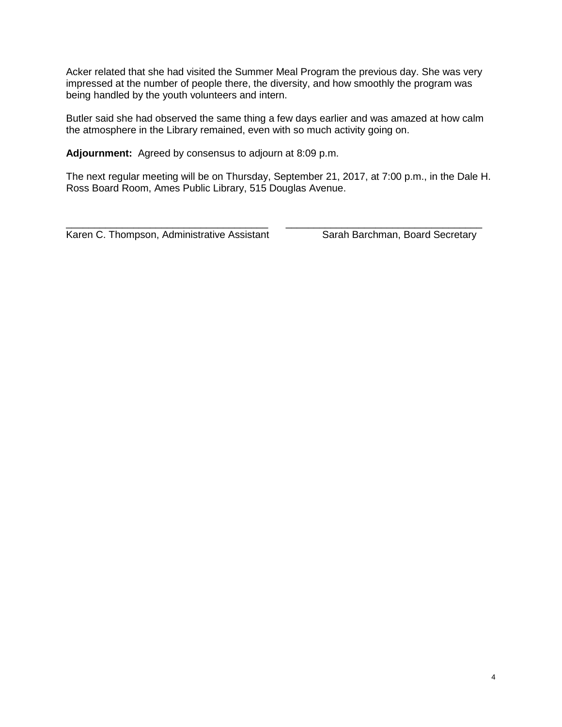Acker related that she had visited the Summer Meal Program the previous day. She was very impressed at the number of people there, the diversity, and how smoothly the program was being handled by the youth volunteers and intern.

Butler said she had observed the same thing a few days earlier and was amazed at how calm the atmosphere in the Library remained, even with so much activity going on.

**Adjournment:** Agreed by consensus to adjourn at 8:09 p.m.

The next regular meeting will be on Thursday, September 21, 2017, at 7:00 p.m., in the Dale H. Ross Board Room, Ames Public Library, 515 Douglas Avenue.

\_\_\_\_\_\_\_\_\_\_\_\_\_\_\_\_\_\_\_\_\_\_\_\_\_\_\_\_\_\_\_\_\_\_\_\_
Karen C. Thompson, Administrative Assistant

\_\_\_\_\_\_\_\_\_\_\_\_\_\_\_\_\_\_\_\_\_\_\_\_\_\_\_\_\_\_\_\_\_\_\_\_
Sarah Barchman, Board Secretary